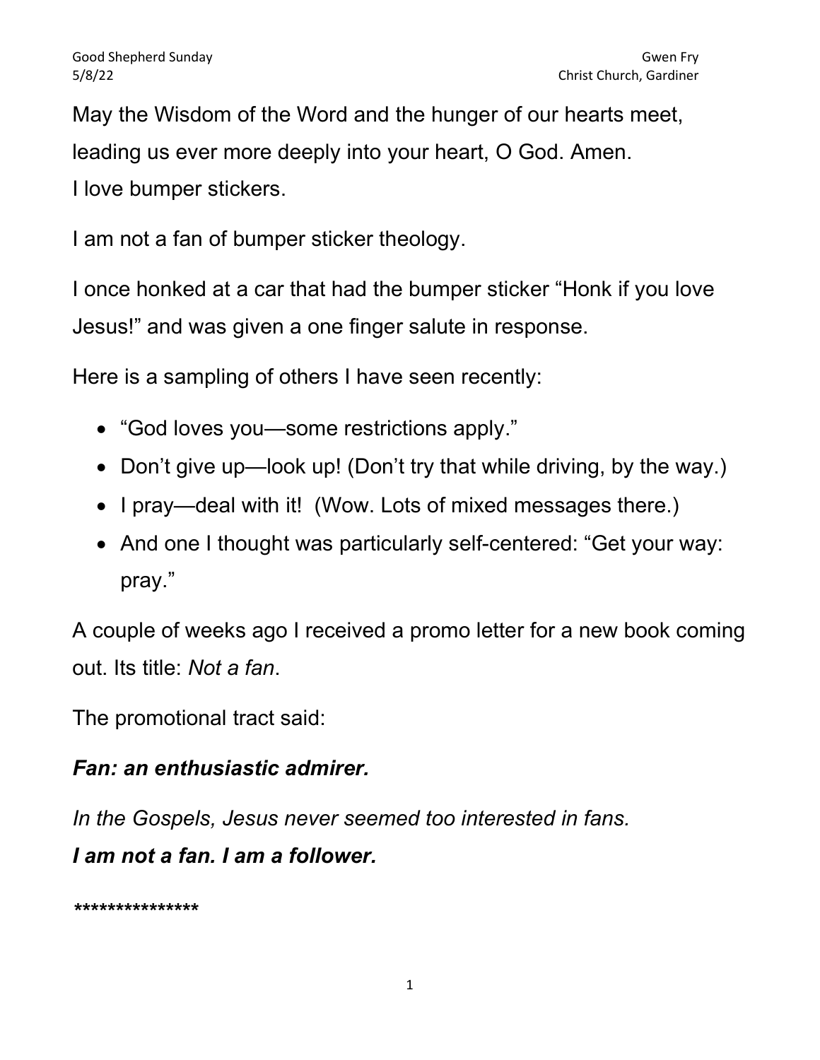Good Shepherd Sunday
5/8/22

Gwen Fry
Christ Church, Gardiner

May the Wisdom of the Word and the hunger of our hearts meet, leading us ever more deeply into your heart, O God. Amen.

I love bumper stickers.

I am not a fan of bumper sticker theology.

I once honked at a car that had the bumper sticker “Honk if you love Jesus!” and was given a one finger salute in response.

Here is a sampling of others I have seen recently:

- “God loves you—some restrictions apply.”
- Don’t give up—look up! (Don’t try that while driving, by the way.)
- I pray—deal with it! (Wow. Lots of mixed messages there.)
- And one I thought was particularly self-centered: “Get your way: pray.”

A couple of weeks ago I received a promo letter for a new book coming out. Its title: *Not a fan*.

The promotional tract said:

***Fan: an enthusiastic admirer.***

*In the Gospels, Jesus never seemed too interested in fans.*

***I am not a fan. I am a follower.***

***************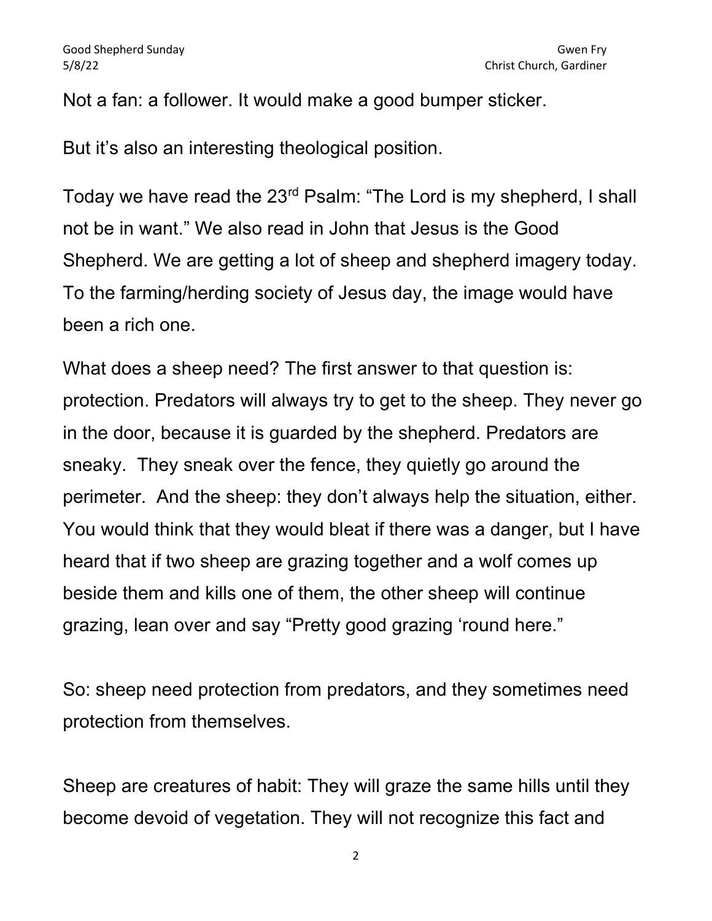Not a fan: a follower. It would make a good bumper sticker.

But it's also an interesting theological position.

Today we have read the 23rd Psalm: "The Lord is my shepherd, I shall not be in want." We also read in John that Jesus is the Good Shepherd. We are getting a lot of sheep and shepherd imagery today. To the farming/herding society of Jesus day, the image would have been a rich one.

What does a sheep need? The first answer to that question is: protection. Predators will always try to get to the sheep. They never go in the door, because it is guarded by the shepherd. Predators are sneaky. They sneak over the fence, they quietly go around the perimeter. And the sheep: they don't always help the situation, either. You would think that they would bleat if there was a danger, but I have heard that if two sheep are grazing together and a wolf comes up beside them and kills one of them, the other sheep will continue grazing, lean over and say "Pretty good grazing 'round here."

So: sheep need protection from predators, and they sometimes need protection from themselves.

Sheep are creatures of habit: They will graze the same hills until they become devoid of vegetation. They will not recognize this fact and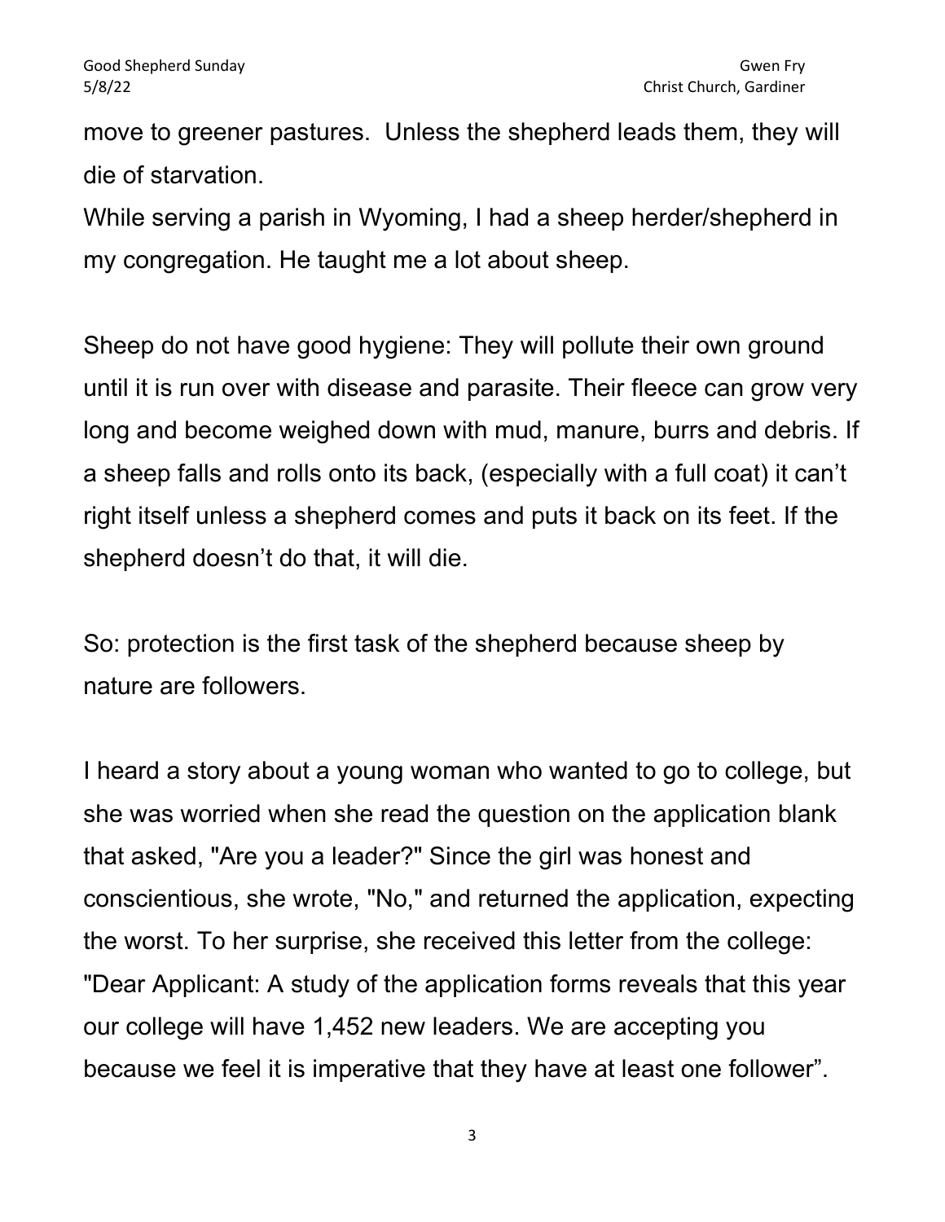move to greener pastures.  Unless the shepherd leads them, they will die of starvation.
While serving a parish in Wyoming, I had a sheep herder/shepherd in my congregation. He taught me a lot about sheep.

Sheep do not have good hygiene: They will pollute their own ground until it is run over with disease and parasite. Their fleece can grow very long and become weighed down with mud, manure, burrs and debris. If a sheep falls and rolls onto its back, (especially with a full coat) it can't right itself unless a shepherd comes and puts it back on its feet. If the shepherd doesn't do that, it will die.

So: protection is the first task of the shepherd because sheep by nature are followers.

I heard a story about a young woman who wanted to go to college, but she was worried when she read the question on the application blank that asked, "Are you a leader?" Since the girl was honest and conscientious, she wrote, "No," and returned the application, expecting the worst. To her surprise, she received this letter from the college: "Dear Applicant: A study of the application forms reveals that this year our college will have 1,452 new leaders. We are accepting you because we feel it is imperative that they have at least one follower".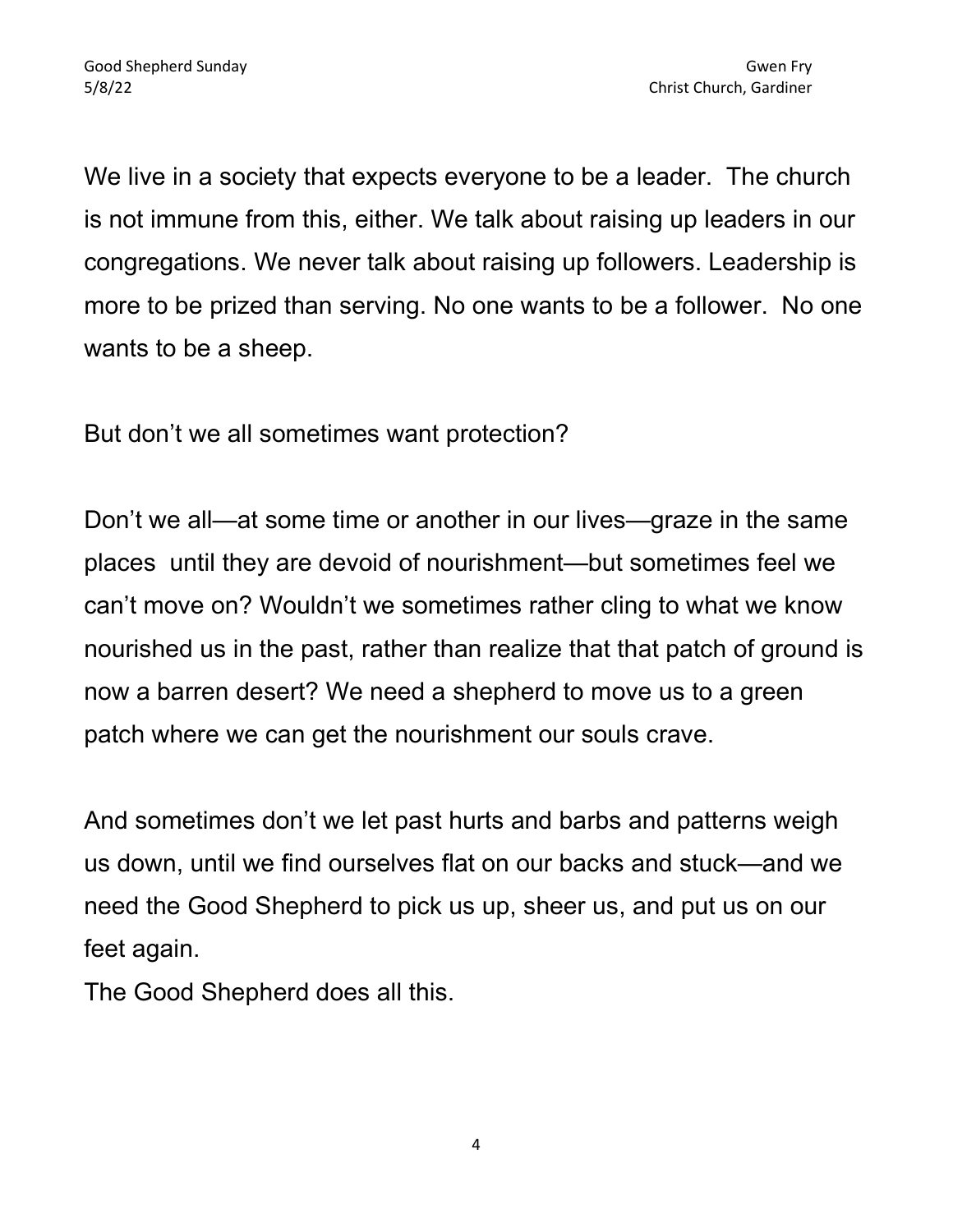We live in a society that expects everyone to be a leader. The church is not immune from this, either. We talk about raising up leaders in our congregations. We never talk about raising up followers. Leadership is more to be prized than serving. No one wants to be a follower. No one wants to be a sheep.

But don't we all sometimes want protection?

Don't we all—at some time or another in our lives—graze in the same places until they are devoid of nourishment—but sometimes feel we can't move on? Wouldn't we sometimes rather cling to what we know nourished us in the past, rather than realize that that patch of ground is now a barren desert? We need a shepherd to move us to a green patch where we can get the nourishment our souls crave.

And sometimes don't we let past hurts and barbs and patterns weigh us down, until we find ourselves flat on our backs and stuck—and we need the Good Shepherd to pick us up, sheer us, and put us on our feet again.

The Good Shepherd does all this.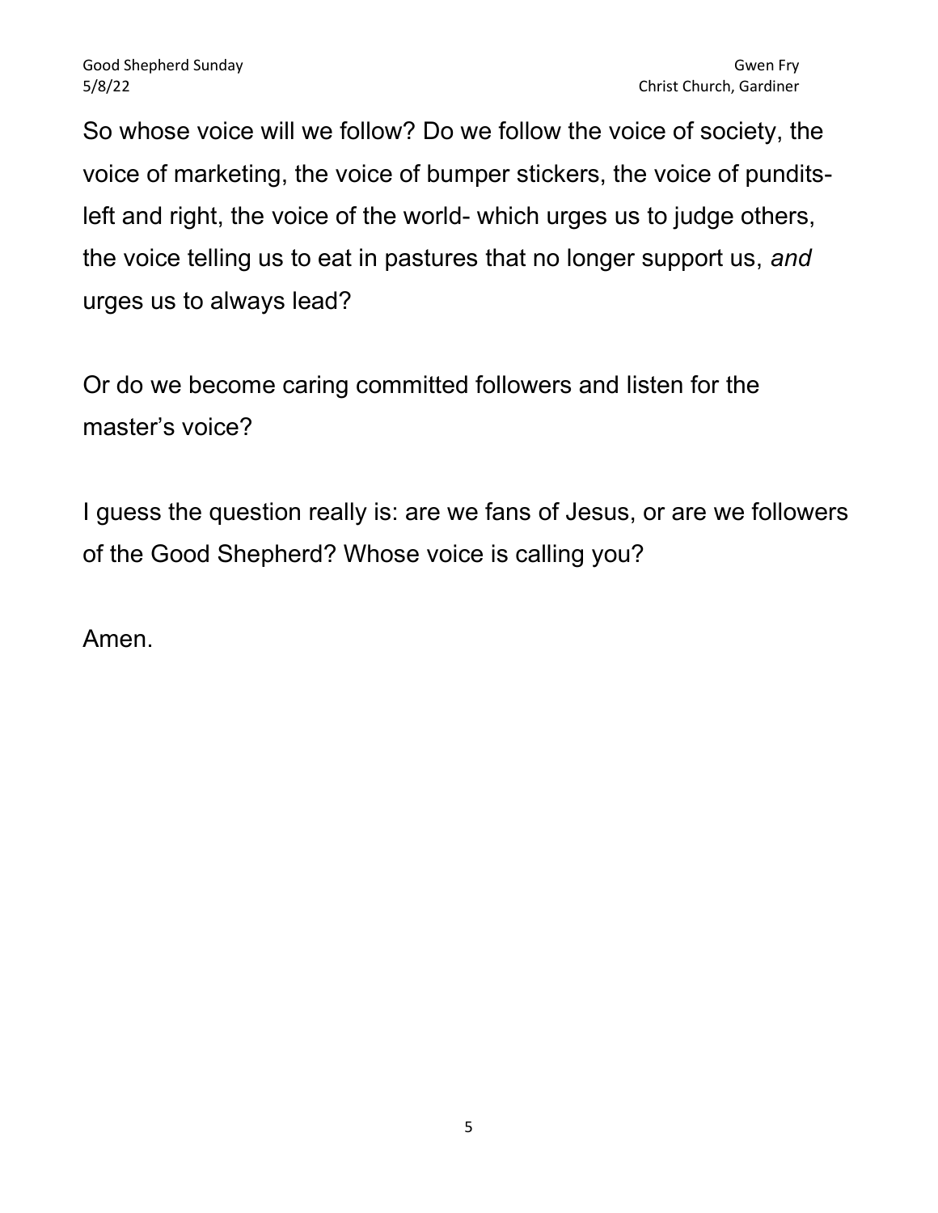So whose voice will we follow? Do we follow the voice of society, the voice of marketing, the voice of bumper stickers, the voice of pundits- left and right, the voice of the world- which urges us to judge others, the voice telling us to eat in pastures that no longer support us, *and* urges us to always lead?

Or do we become caring committed followers and listen for the master's voice?

I guess the question really is: are we fans of Jesus, or are we followers of the Good Shepherd? Whose voice is calling you?

Amen.